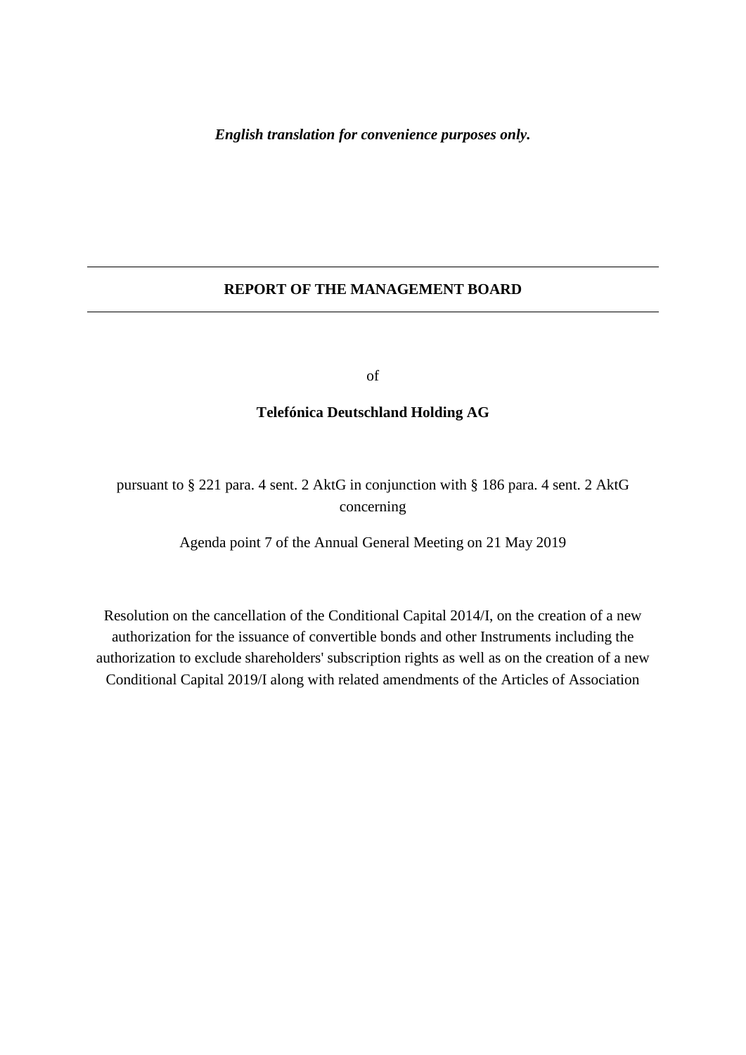***English translation for convenience purposes only.***

---

# REPORT OF THE MANAGEMENT BOARD

---

of

**Telefónica Deutschland Holding AG**

pursuant to § 221 para. 4 sent. 2 AktG in conjunction with § 186 para. 4 sent. 2 AktG concerning

Agenda point 7 of the Annual General Meeting on 21 May 2019

Resolution on the cancellation of the Conditional Capital 2014/I, on the creation of a new authorization for the issuance of convertible bonds and other Instruments including the authorization to exclude shareholders' subscription rights as well as on the creation of a new Conditional Capital 2019/I along with related amendments of the Articles of Association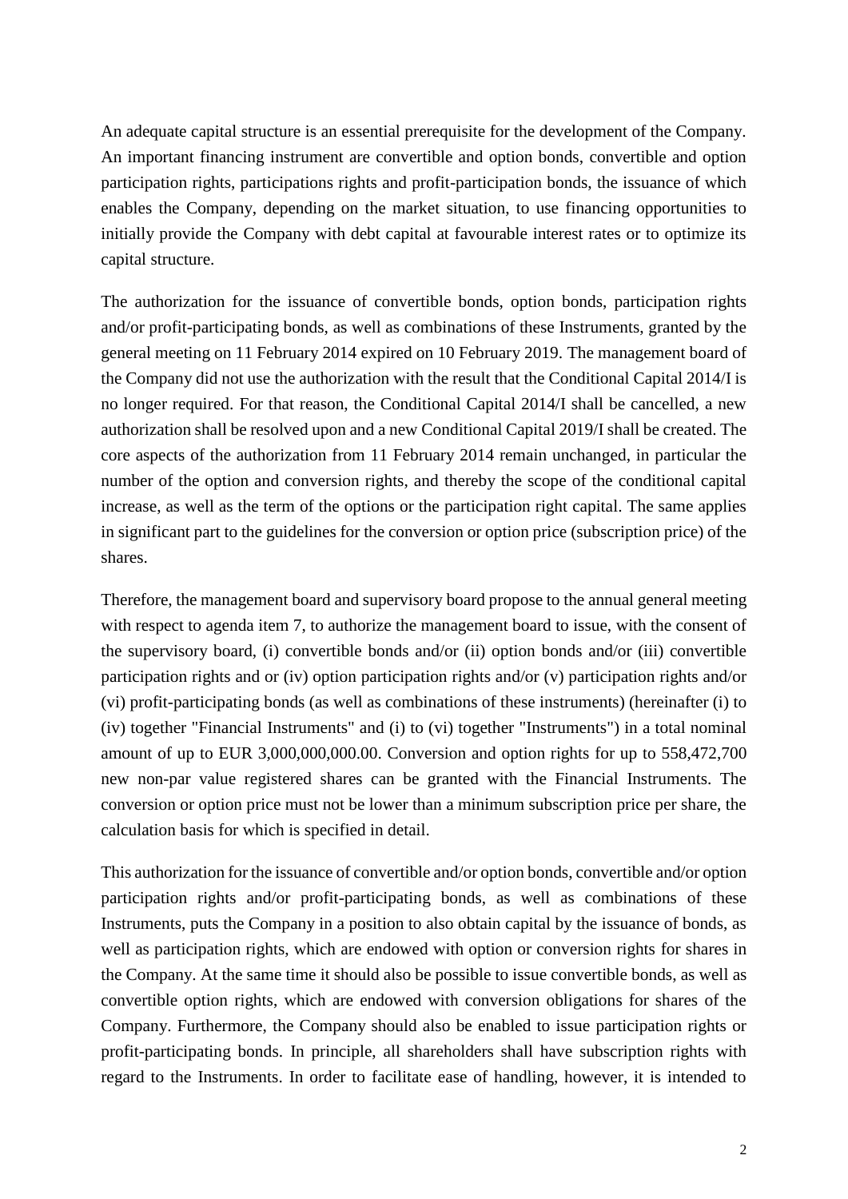An adequate capital structure is an essential prerequisite for the development of the Company. An important financing instrument are convertible and option bonds, convertible and option participation rights, participations rights and profit-participation bonds, the issuance of which enables the Company, depending on the market situation, to use financing opportunities to initially provide the Company with debt capital at favourable interest rates or to optimize its capital structure.

The authorization for the issuance of convertible bonds, option bonds, participation rights and/or profit-participating bonds, as well as combinations of these Instruments, granted by the general meeting on 11 February 2014 expired on 10 February 2019. The management board of the Company did not use the authorization with the result that the Conditional Capital 2014/I is no longer required. For that reason, the Conditional Capital 2014/I shall be cancelled, a new authorization shall be resolved upon and a new Conditional Capital 2019/I shall be created. The core aspects of the authorization from 11 February 2014 remain unchanged, in particular the number of the option and conversion rights, and thereby the scope of the conditional capital increase, as well as the term of the options or the participation right capital. The same applies in significant part to the guidelines for the conversion or option price (subscription price) of the shares.

Therefore, the management board and supervisory board propose to the annual general meeting with respect to agenda item 7, to authorize the management board to issue, with the consent of the supervisory board, (i) convertible bonds and/or (ii) option bonds and/or (iii) convertible participation rights and or (iv) option participation rights and/or (v) participation rights and/or (vi) profit-participating bonds (as well as combinations of these instruments) (hereinafter (i) to (iv) together "Financial Instruments" and (i) to (vi) together "Instruments") in a total nominal amount of up to EUR 3,000,000,000.00. Conversion and option rights for up to 558,472,700 new non-par value registered shares can be granted with the Financial Instruments. The conversion or option price must not be lower than a minimum subscription price per share, the calculation basis for which is specified in detail.

This authorization for the issuance of convertible and/or option bonds, convertible and/or option participation rights and/or profit-participating bonds, as well as combinations of these Instruments, puts the Company in a position to also obtain capital by the issuance of bonds, as well as participation rights, which are endowed with option or conversion rights for shares in the Company. At the same time it should also be possible to issue convertible bonds, as well as convertible option rights, which are endowed with conversion obligations for shares of the Company. Furthermore, the Company should also be enabled to issue participation rights or profit-participating bonds. In principle, all shareholders shall have subscription rights with regard to the Instruments. In order to facilitate ease of handling, however, it is intended to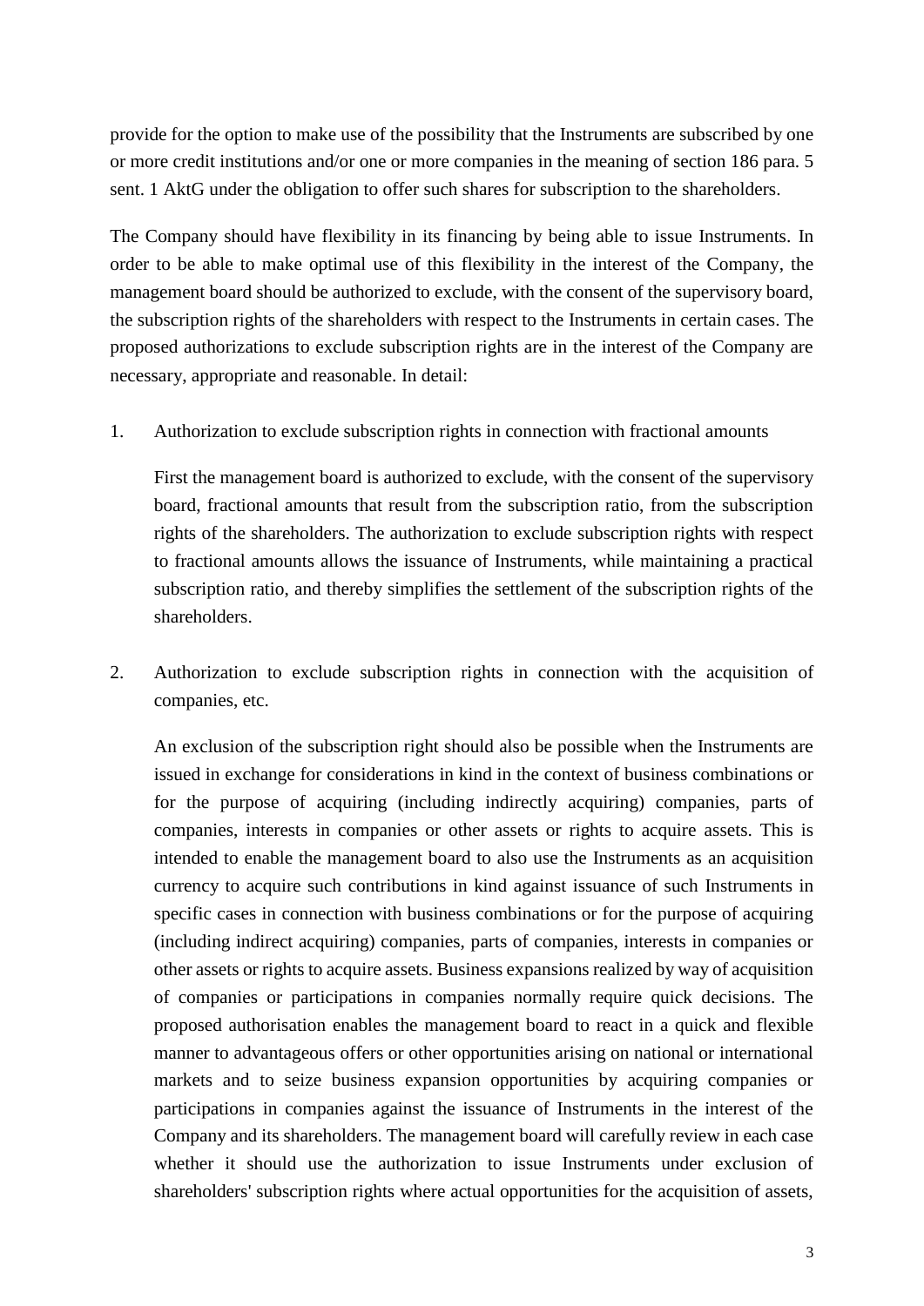provide for the option to make use of the possibility that the Instruments are subscribed by one or more credit institutions and/or one or more companies in the meaning of section 186 para. 5 sent. 1 AktG under the obligation to offer such shares for subscription to the shareholders.

The Company should have flexibility in its financing by being able to issue Instruments. In order to be able to make optimal use of this flexibility in the interest of the Company, the management board should be authorized to exclude, with the consent of the supervisory board, the subscription rights of the shareholders with respect to the Instruments in certain cases. The proposed authorizations to exclude subscription rights are in the interest of the Company are necessary, appropriate and reasonable. In detail:

1. Authorization to exclude subscription rights in connection with fractional amounts

   First the management board is authorized to exclude, with the consent of the supervisory board, fractional amounts that result from the subscription ratio, from the subscription rights of the shareholders. The authorization to exclude subscription rights with respect to fractional amounts allows the issuance of Instruments, while maintaining a practical subscription ratio, and thereby simplifies the settlement of the subscription rights of the shareholders.

2. Authorization to exclude subscription rights in connection with the acquisition of companies, etc.

   An exclusion of the subscription right should also be possible when the Instruments are issued in exchange for considerations in kind in the context of business combinations or for the purpose of acquiring (including indirectly acquiring) companies, parts of companies, interests in companies or other assets or rights to acquire assets. This is intended to enable the management board to also use the Instruments as an acquisition currency to acquire such contributions in kind against issuance of such Instruments in specific cases in connection with business combinations or for the purpose of acquiring (including indirect acquiring) companies, parts of companies, interests in companies or other assets or rights to acquire assets. Business expansions realized by way of acquisition of companies or participations in companies normally require quick decisions. The proposed authorisation enables the management board to react in a quick and flexible manner to advantageous offers or other opportunities arising on national or international markets and to seize business expansion opportunities by acquiring companies or participations in companies against the issuance of Instruments in the interest of the Company and its shareholders. The management board will carefully review in each case whether it should use the authorization to issue Instruments under exclusion of shareholders' subscription rights where actual opportunities for the acquisition of assets,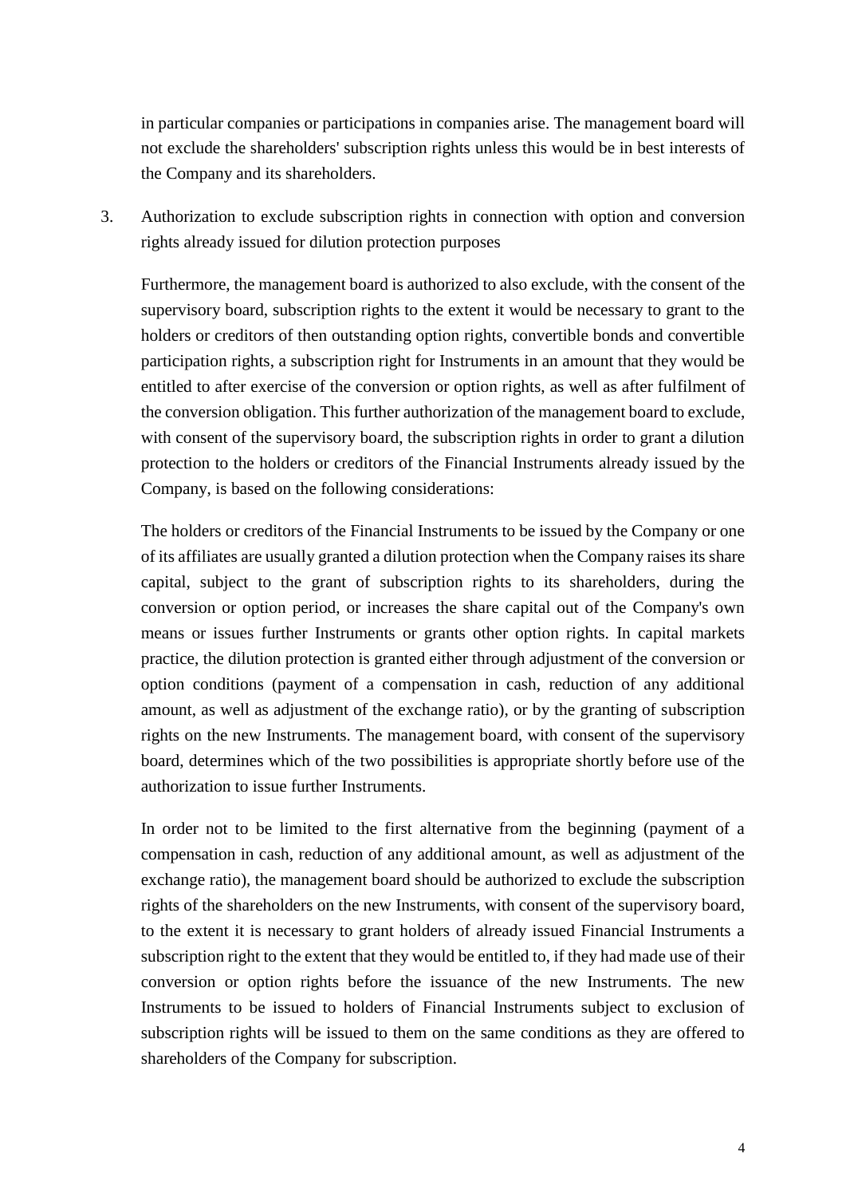in particular companies or participations in companies arise. The management board will not exclude the shareholders' subscription rights unless this would be in best interests of the Company and its shareholders.

3. Authorization to exclude subscription rights in connection with option and conversion rights already issued for dilution protection purposes

   Furthermore, the management board is authorized to also exclude, with the consent of the supervisory board, subscription rights to the extent it would be necessary to grant to the holders or creditors of then outstanding option rights, convertible bonds and convertible participation rights, a subscription right for Instruments in an amount that they would be entitled to after exercise of the conversion or option rights, as well as after fulfilment of the conversion obligation. This further authorization of the management board to exclude, with consent of the supervisory board, the subscription rights in order to grant a dilution protection to the holders or creditors of the Financial Instruments already issued by the Company, is based on the following considerations:

   The holders or creditors of the Financial Instruments to be issued by the Company or one of its affiliates are usually granted a dilution protection when the Company raises its share capital, subject to the grant of subscription rights to its shareholders, during the conversion or option period, or increases the share capital out of the Company's own means or issues further Instruments or grants other option rights. In capital markets practice, the dilution protection is granted either through adjustment of the conversion or option conditions (payment of a compensation in cash, reduction of any additional amount, as well as adjustment of the exchange ratio), or by the granting of subscription rights on the new Instruments. The management board, with consent of the supervisory board, determines which of the two possibilities is appropriate shortly before use of the authorization to issue further Instruments.

   In order not to be limited to the first alternative from the beginning (payment of a compensation in cash, reduction of any additional amount, as well as adjustment of the exchange ratio), the management board should be authorized to exclude the subscription rights of the shareholders on the new Instruments, with consent of the supervisory board, to the extent it is necessary to grant holders of already issued Financial Instruments a subscription right to the extent that they would be entitled to, if they had made use of their conversion or option rights before the issuance of the new Instruments. The new Instruments to be issued to holders of Financial Instruments subject to exclusion of subscription rights will be issued to them on the same conditions as they are offered to shareholders of the Company for subscription.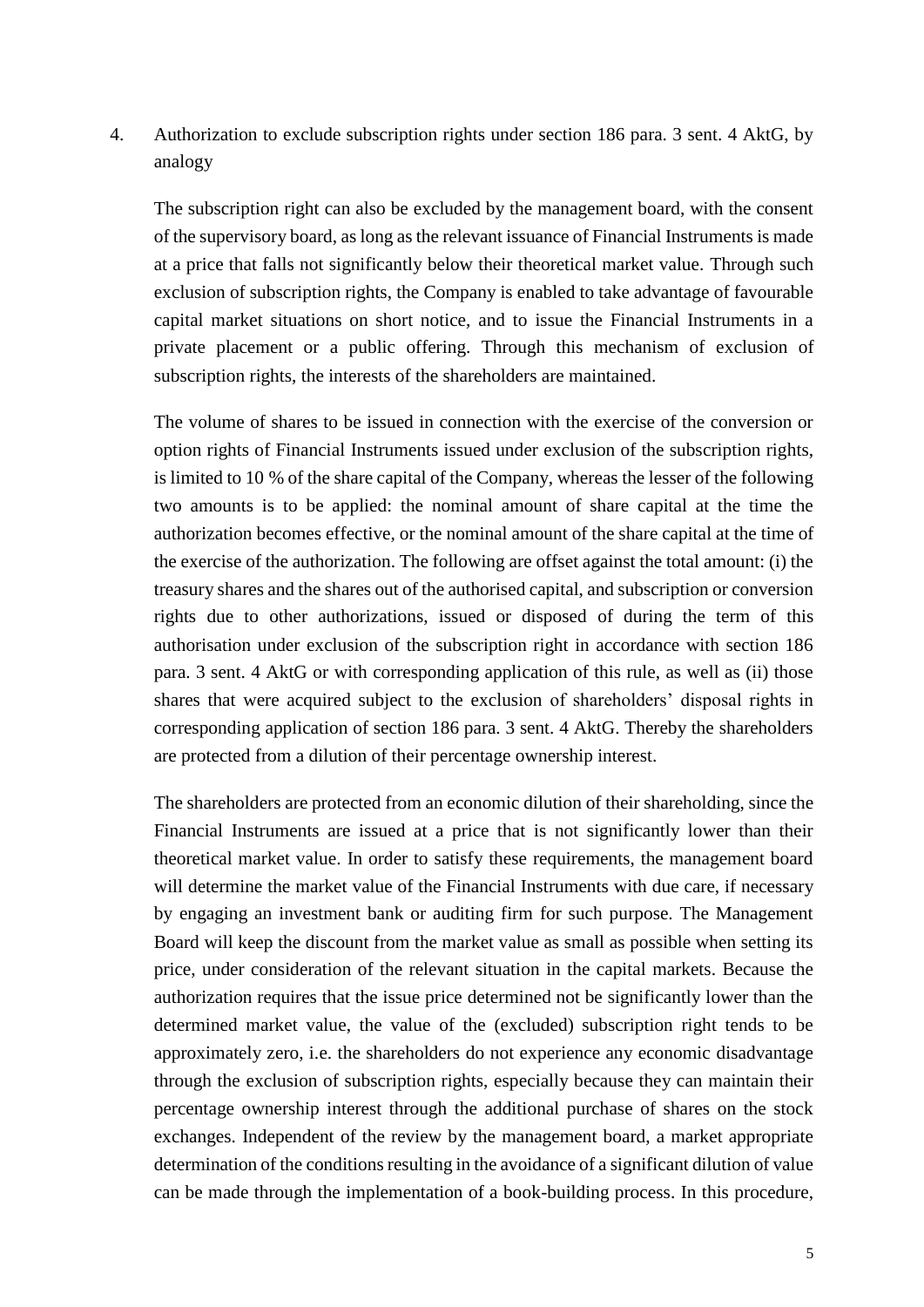4. Authorization to exclude subscription rights under section 186 para. 3 sent. 4 AktG, by analogy

   The subscription right can also be excluded by the management board, with the consent of the supervisory board, as long as the relevant issuance of Financial Instruments is made at a price that falls not significantly below their theoretical market value. Through such exclusion of subscription rights, the Company is enabled to take advantage of favourable capital market situations on short notice, and to issue the Financial Instruments in a private placement or a public offering. Through this mechanism of exclusion of subscription rights, the interests of the shareholders are maintained.

   The volume of shares to be issued in connection with the exercise of the conversion or option rights of Financial Instruments issued under exclusion of the subscription rights, is limited to 10 % of the share capital of the Company, whereas the lesser of the following two amounts is to be applied: the nominal amount of share capital at the time the authorization becomes effective, or the nominal amount of the share capital at the time of the exercise of the authorization. The following are offset against the total amount: (i) the treasury shares and the shares out of the authorised capital, and subscription or conversion rights due to other authorizations, issued or disposed of during the term of this authorisation under exclusion of the subscription right in accordance with section 186 para. 3 sent. 4 AktG or with corresponding application of this rule, as well as (ii) those shares that were acquired subject to the exclusion of shareholders' disposal rights in corresponding application of section 186 para. 3 sent. 4 AktG. Thereby the shareholders are protected from a dilution of their percentage ownership interest.

   The shareholders are protected from an economic dilution of their shareholding, since the Financial Instruments are issued at a price that is not significantly lower than their theoretical market value. In order to satisfy these requirements, the management board will determine the market value of the Financial Instruments with due care, if necessary by engaging an investment bank or auditing firm for such purpose. The Management Board will keep the discount from the market value as small as possible when setting its price, under consideration of the relevant situation in the capital markets. Because the authorization requires that the issue price determined not be significantly lower than the determined market value, the value of the (excluded) subscription right tends to be approximately zero, i.e. the shareholders do not experience any economic disadvantage through the exclusion of subscription rights, especially because they can maintain their percentage ownership interest through the additional purchase of shares on the stock exchanges. Independent of the review by the management board, a market appropriate determination of the conditions resulting in the avoidance of a significant dilution of value can be made through the implementation of a book-building process. In this procedure,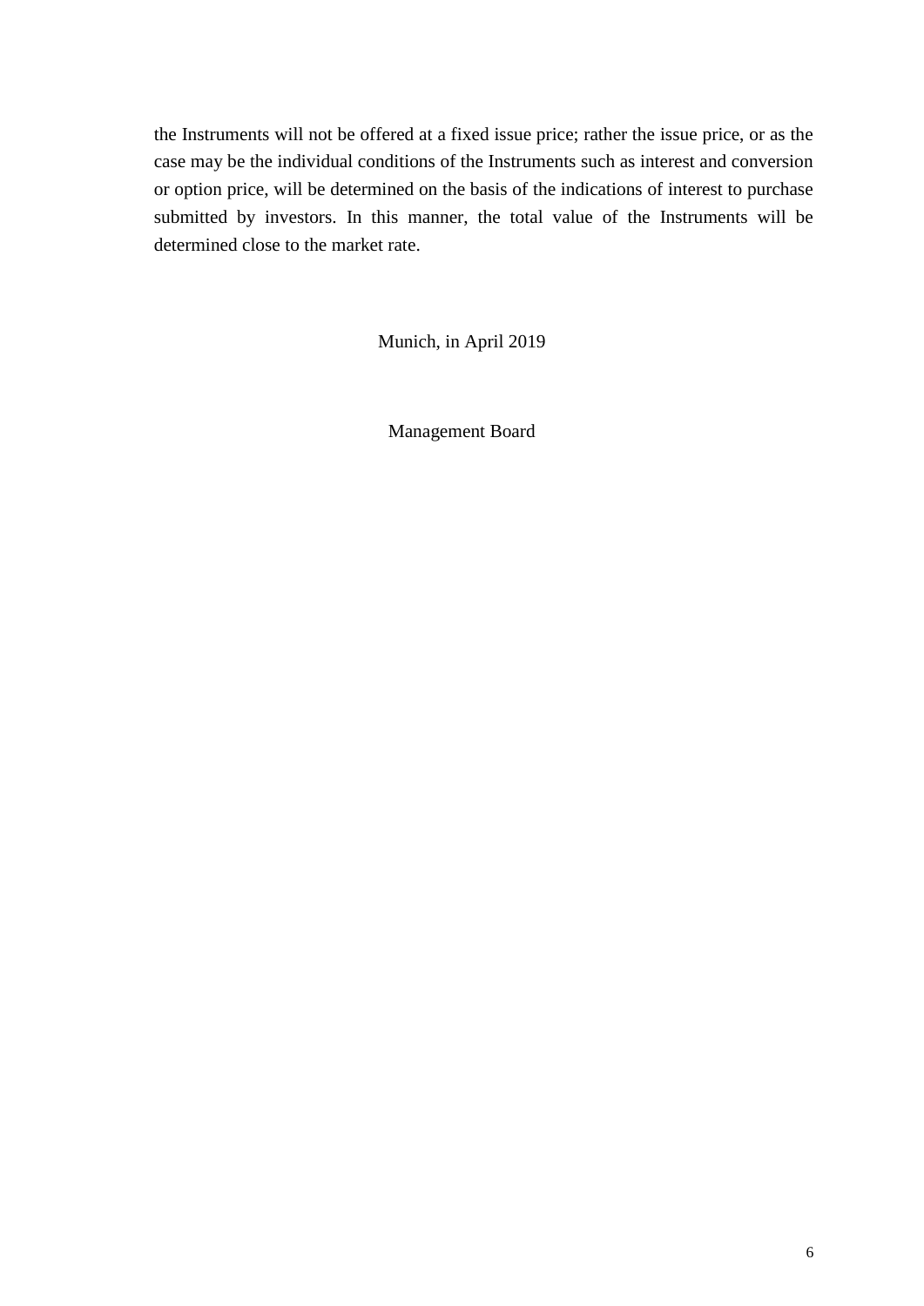the Instruments will not be offered at a fixed issue price; rather the issue price, or as the case may be the individual conditions of the Instruments such as interest and conversion or option price, will be determined on the basis of the indications of interest to purchase submitted by investors. In this manner, the total value of the Instruments will be determined close to the market rate.

Munich, in April 2019

Management Board